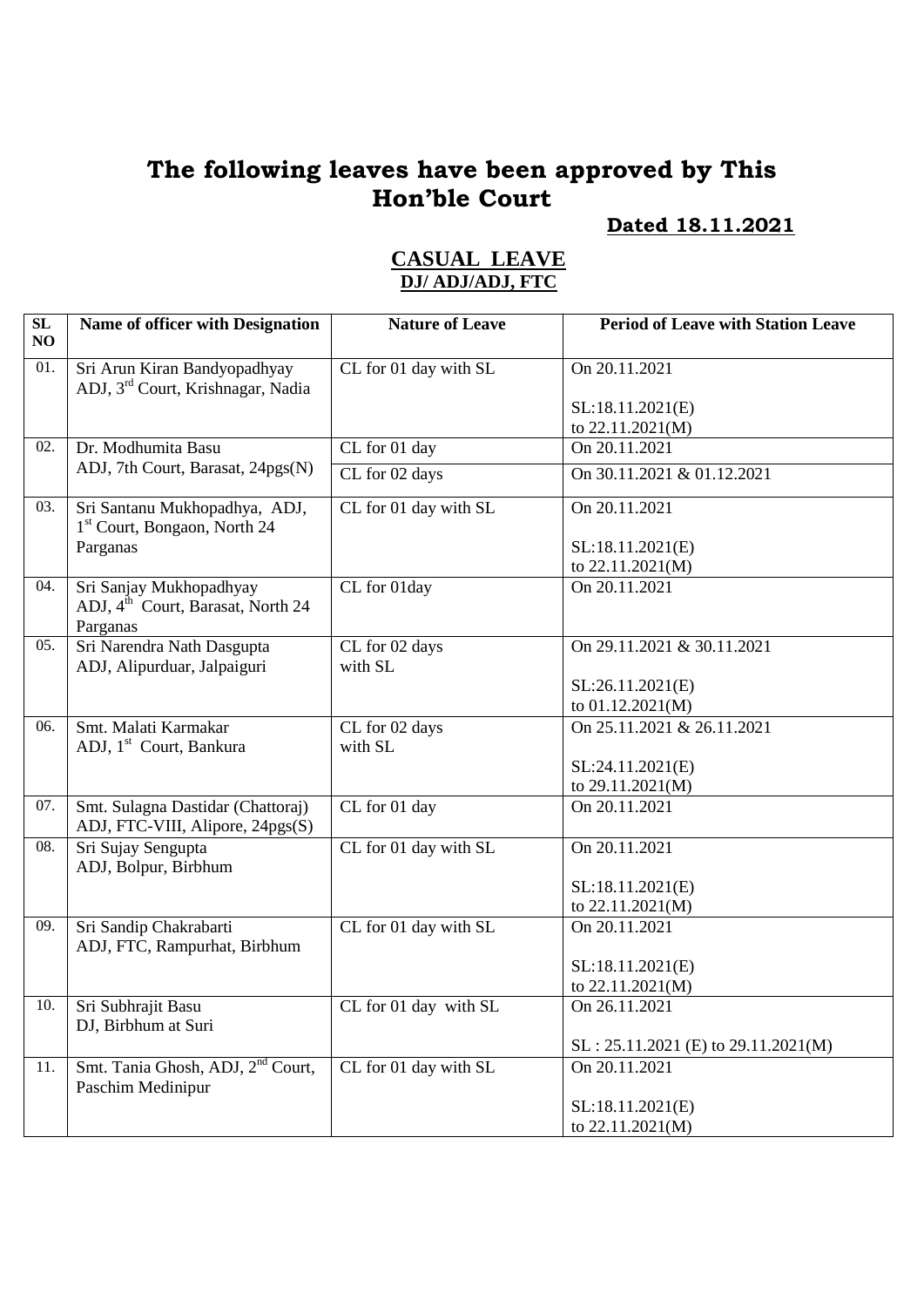# The following leaves have been approved by This Hon'ble Court

**Dated 18.11.2021**

## CASUAL LEAVE

**DJ/ ADJ/ADJ, FTC**

| SL NO | Name of officer with Designation | Nature of Leave | Period of Leave with Station Leave |
|---|---|---|---|
| 01. | Sri Arun Kiran Bandyopadhyay ADJ, 3rd Court, Krishnagar, Nadia | CL for 01 day with SL | On 20.11.2021<br><br>SL:18.11.2021(E) to 22.11.2021(M) |
| 02. | Dr. Modhumita Basu ADJ, 7th Court, Barasat, 24pgs(N) | CL for 01 day | On 20.11.2021 |
| | | CL for 02 days | On 30.11.2021 & 01.12.2021 |
| 03. | Sri Santanu Mukhopadhya, ADJ, 1st Court, Bongaon, North 24 Parganas | CL for 01 day with SL | On 20.11.2021<br><br>SL:18.11.2021(E) to 22.11.2021(M) |
| 04. | Sri Sanjay Mukhopadhyay ADJ, 4th Court, Barasat, North 24 Parganas | CL for 01day | On 20.11.2021 |
| 05. | Sri Narendra Nath Dasgupta ADJ, Alipurduar, Jalpaiguri | CL for 02 days with SL | On 29.11.2021 & 30.11.2021<br><br>SL:26.11.2021(E) to 01.12.2021(M) |
| 06. | Smt. Malati Karmakar ADJ, 1st Court, Bankura | CL for 02 days with SL | On 25.11.2021 & 26.11.2021<br><br>SL:24.11.2021(E) to 29.11.2021(M) |
| 07. | Smt. Sulagna Dastidar (Chattoraj) ADJ, FTC-VIII, Alipore, 24pgs(S) | CL for 01 day | On 20.11.2021 |
| 08. | Sri Sujay Sengupta ADJ, Bolpur, Birbhum | CL for 01 day with SL | On 20.11.2021<br><br>SL:18.11.2021(E) to 22.11.2021(M) |
| 09. | Sri Sandip Chakrabarti ADJ, FTC, Rampurhat, Birbhum | CL for 01 day with SL | On 20.11.2021<br><br>SL:18.11.2021(E) to 22.11.2021(M) |
| 10. | Sri Subhrajit Basu DJ, Birbhum at Suri | CL for 01 day with SL | On 26.11.2021<br><br>SL : 25.11.2021 (E) to 29.11.2021(M) |
| 11. | Smt. Tania Ghosh, ADJ, 2nd Court, Paschim Medinipur | CL for 01 day with SL | On 20.11.2021<br><br>SL:18.11.2021(E) to 22.11.2021(M) |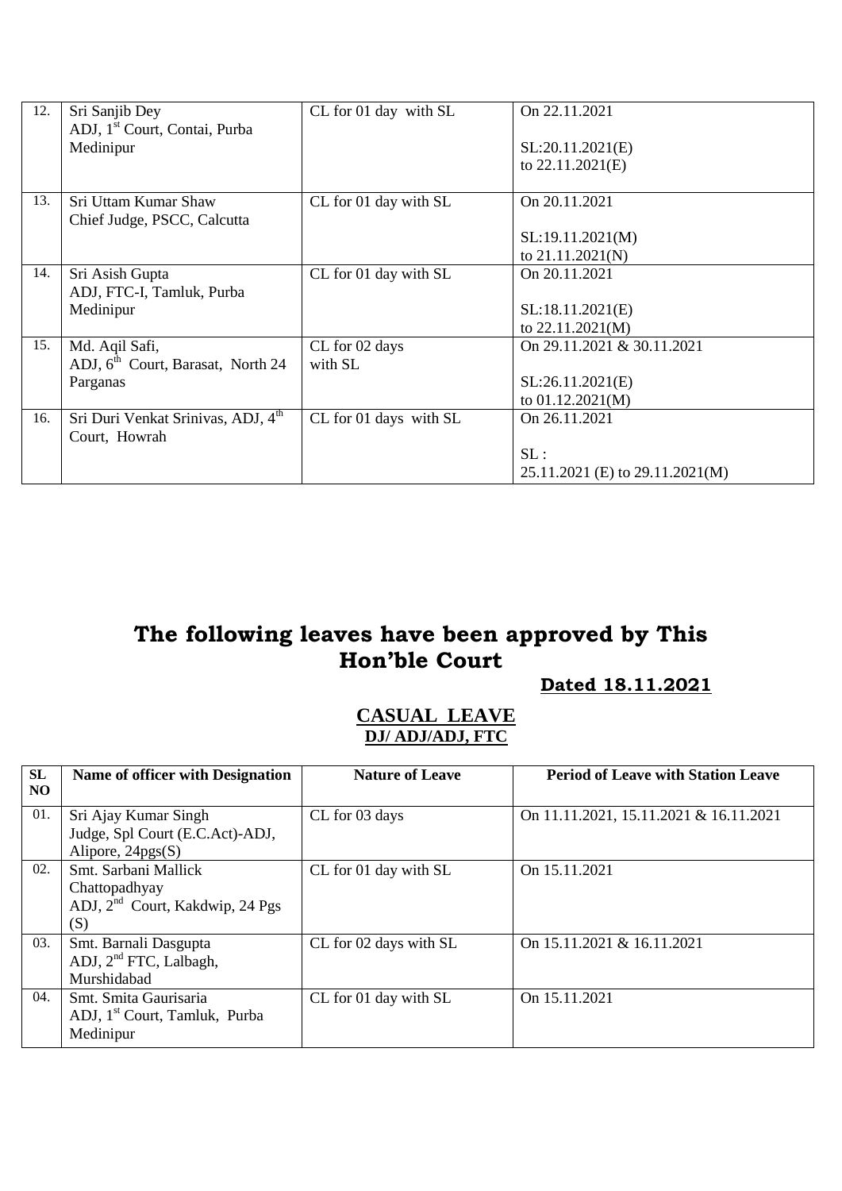| 12. | Sri Sanjib Dey<br>ADJ, 1st Court, Contai, Purba Medinipur | CL for 01 day with SL | On 22.11.2021<br><br>SL:20.11.2021(E)<br>to 22.11.2021(E) |
|---|---|---|---|
| 13. | Sri Uttam Kumar Shaw<br>Chief Judge, PSCC, Calcutta | CL for 01 day with SL | On 20.11.2021<br><br>SL:19.11.2021(M)<br>to 21.11.2021(N) |
| 14. | Sri Asish Gupta<br>ADJ, FTC-I, Tamluk, Purba Medinipur | CL for 01 day with SL | On 20.11.2021<br><br>SL:18.11.2021(E)<br>to 22.11.2021(M) |
| 15. | Md. Aqil Safi,<br>ADJ, 6th Court, Barasat, North 24 Parganas | CL for 02 days with SL | On 29.11.2021 & 30.11.2021<br><br>SL:26.11.2021(E)<br>to 01.12.2021(M) |
| 16. | Sri Duri Venkat Srinivas, ADJ, 4th Court, Howrah | CL for 01 days with SL | On 26.11.2021<br><br>SL :<br>25.11.2021 (E) to 29.11.2021(M) |

# The following leaves have been approved by This Hon'ble Court

**Dated 18.11.2021**

## CASUAL LEAVE

### DJ/ ADJ/ADJ, FTC

| SL NO | Name of officer with Designation | Nature of Leave | Period of Leave with Station Leave |
|---|---|---|---|
| 01. | Sri Ajay Kumar Singh<br>Judge, Spl Court (E.C.Act)-ADJ, Alipore, 24pgs(S) | CL for 03 days | On 11.11.2021, 15.11.2021 & 16.11.2021 |
| 02. | Smt. Sarbani Mallick Chattopadhyay<br>ADJ, 2nd Court, Kakdwip, 24 Pgs (S) | CL for 01 day with SL | On 15.11.2021 |
| 03. | Smt. Barnali Dasgupta<br>ADJ, 2nd FTC, Lalbagh, Murshidabad | CL for 02 days with SL | On 15.11.2021 & 16.11.2021 |
| 04. | Smt. Smita Gaurisaria<br>ADJ, 1st Court, Tamluk, Purba Medinipur | CL for 01 day with SL | On 15.11.2021 |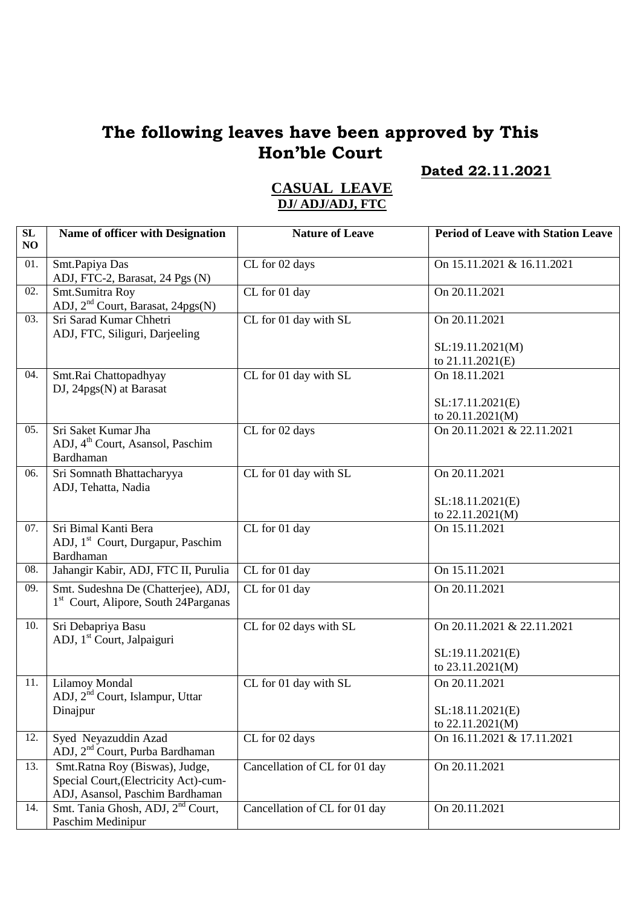# The following leaves have been approved by This Hon'ble Court

**Dated 22.11.2021**

## CASUAL LEAVE
**DJ/ ADJ/ADJ, FTC**

| SL NO | Name of officer with Designation | Nature of Leave | Period of Leave with Station Leave |
|---|---|---|---|
| 01. | Smt.Papiya Das<br>ADJ, FTC-2, Barasat, 24 Pgs (N) | CL for 02 days | On 15.11.2021 & 16.11.2021 |
| 02. | Smt.Sumitra Roy<br>ADJ, 2nd Court, Barasat, 24pgs(N) | CL for 01 day | On 20.11.2021 |
| 03. | Sri Sarad Kumar Chhetri<br>ADJ, FTC, Siliguri, Darjeeling | CL for 01 day with SL | On 20.11.2021<br><br>SL:19.11.2021(M)<br>to 21.11.2021(E) |
| 04. | Smt.Rai Chattopadhyay<br>DJ, 24pgs(N) at Barasat | CL for 01 day with SL | On 18.11.2021<br><br>SL:17.11.2021(E)<br>to 20.11.2021(M) |
| 05. | Sri Saket Kumar Jha<br>ADJ, 4th Court, Asansol, Paschim Bardhaman | CL for 02 days | On 20.11.2021 & 22.11.2021 |
| 06. | Sri Somnath Bhattacharyya<br>ADJ, Tehatta, Nadia | CL for 01 day with SL | On 20.11.2021<br><br>SL:18.11.2021(E)<br>to 22.11.2021(M) |
| 07. | Sri Bimal Kanti Bera<br>ADJ, 1st Court, Durgapur, Paschim Bardhaman | CL for 01 day | On 15.11.2021 |
| 08. | Jahangir Kabir, ADJ, FTC II, Purulia | CL for 01 day | On 15.11.2021 |
| 09. | Smt. Sudeshna De (Chatterjee), ADJ, 1st Court, Alipore, South 24Parganas | CL for 01 day | On 20.11.2021 |
| 10. | Sri Debapriya Basu<br>ADJ, 1st Court, Jalpaiguri | CL for 02 days with SL | On 20.11.2021 & 22.11.2021<br><br>SL:19.11.2021(E)<br>to 23.11.2021(M) |
| 11. | Lilamoy Mondal<br>ADJ, 2nd Court, Islampur, Uttar Dinajpur | CL for 01 day with SL | On 20.11.2021<br><br>SL:18.11.2021(E)<br>to 22.11.2021(M) |
| 12. | Syed Neyazuddin Azad<br>ADJ, 2nd Court, Purba Bardhaman | CL for 02 days | On 16.11.2021 & 17.11.2021 |
| 13. | Smt.Ratna Roy (Biswas), Judge, Special Court,(Electricity Act)-cum-ADJ, Asansol, Paschim Bardhaman | Cancellation of CL for 01 day | On 20.11.2021 |
| 14. | Smt. Tania Ghosh, ADJ, 2nd Court, Paschim Medinipur | Cancellation of CL for 01 day | On 20.11.2021 |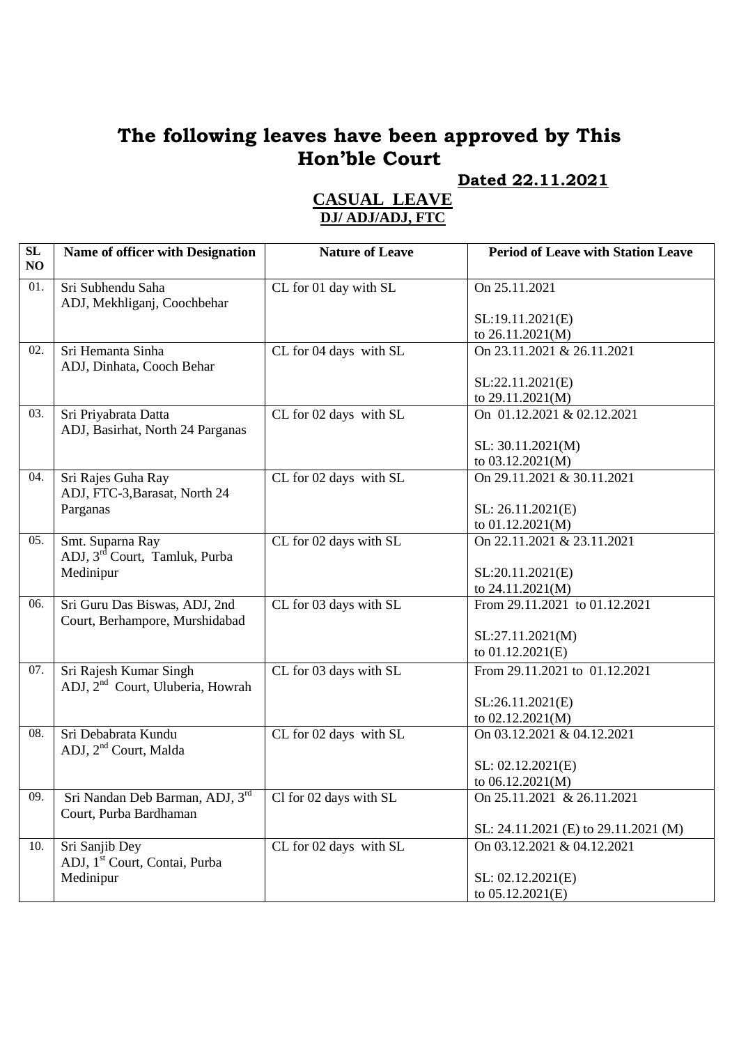# The following leaves have been approved by This Hon'ble Court

**Dated 22.11.2021**

## CASUAL LEAVE

### DJ/ ADJ/ADJ, FTC

| SL NO | Name of officer with Designation | Nature of Leave | Period of Leave with Station Leave |
|---|---|---|---|
| 01. | Sri Subhendu Saha<br>ADJ, Mekhliganj, Coochbehar | CL for 01 day with SL | On 25.11.2021<br><br>SL:19.11.2021(E)<br>to 26.11.2021(M) |
| 02. | Sri Hemanta Sinha<br>ADJ, Dinhata, Cooch Behar | CL for 04 days with SL | On 23.11.2021 & 26.11.2021<br><br>SL:22.11.2021(E)<br>to 29.11.2021(M) |
| 03. | Sri Priyabrata Datta<br>ADJ, Basirhat, North 24 Parganas | CL for 02 days with SL | On 01.12.2021 & 02.12.2021<br><br>SL: 30.11.2021(M)<br>to 03.12.2021(M) |
| 04. | Sri Rajes Guha Ray<br>ADJ, FTC-3,Barasat, North 24 Parganas | CL for 02 days with SL | On 29.11.2021 & 30.11.2021<br><br>SL: 26.11.2021(E)<br>to 01.12.2021(M) |
| 05. | Smt. Suparna Ray<br>ADJ, 3rd Court, Tamluk, Purba Medinipur | CL for 02 days with SL | On 22.11.2021 & 23.11.2021<br><br>SL:20.11.2021(E)<br>to 24.11.2021(M) |
| 06. | Sri Guru Das Biswas, ADJ, 2nd Court, Berhampore, Murshidabad | CL for 03 days with SL | From 29.11.2021 to 01.12.2021<br><br>SL:27.11.2021(M)<br>to 01.12.2021(E) |
| 07. | Sri Rajesh Kumar Singh<br>ADJ, 2nd Court, Uluberia, Howrah | CL for 03 days with SL | From 29.11.2021 to 01.12.2021<br><br>SL:26.11.2021(E)<br>to 02.12.2021(M) |
| 08. | Sri Debabrata Kundu<br>ADJ, 2nd Court, Malda | CL for 02 days with SL | On 03.12.2021 & 04.12.2021<br><br>SL: 02.12.2021(E)<br>to 06.12.2021(M) |
| 09. | Sri Nandan Deb Barman, ADJ, 3rd Court, Purba Bardhaman | Cl for 02 days with SL | On 25.11.2021 & 26.11.2021<br><br>SL: 24.11.2021 (E) to 29.11.2021 (M) |
| 10. | Sri Sanjib Dey<br>ADJ, 1st Court, Contai, Purba Medinipur | CL for 02 days with SL | On 03.12.2021 & 04.12.2021<br><br>SL: 02.12.2021(E)<br>to 05.12.2021(E) |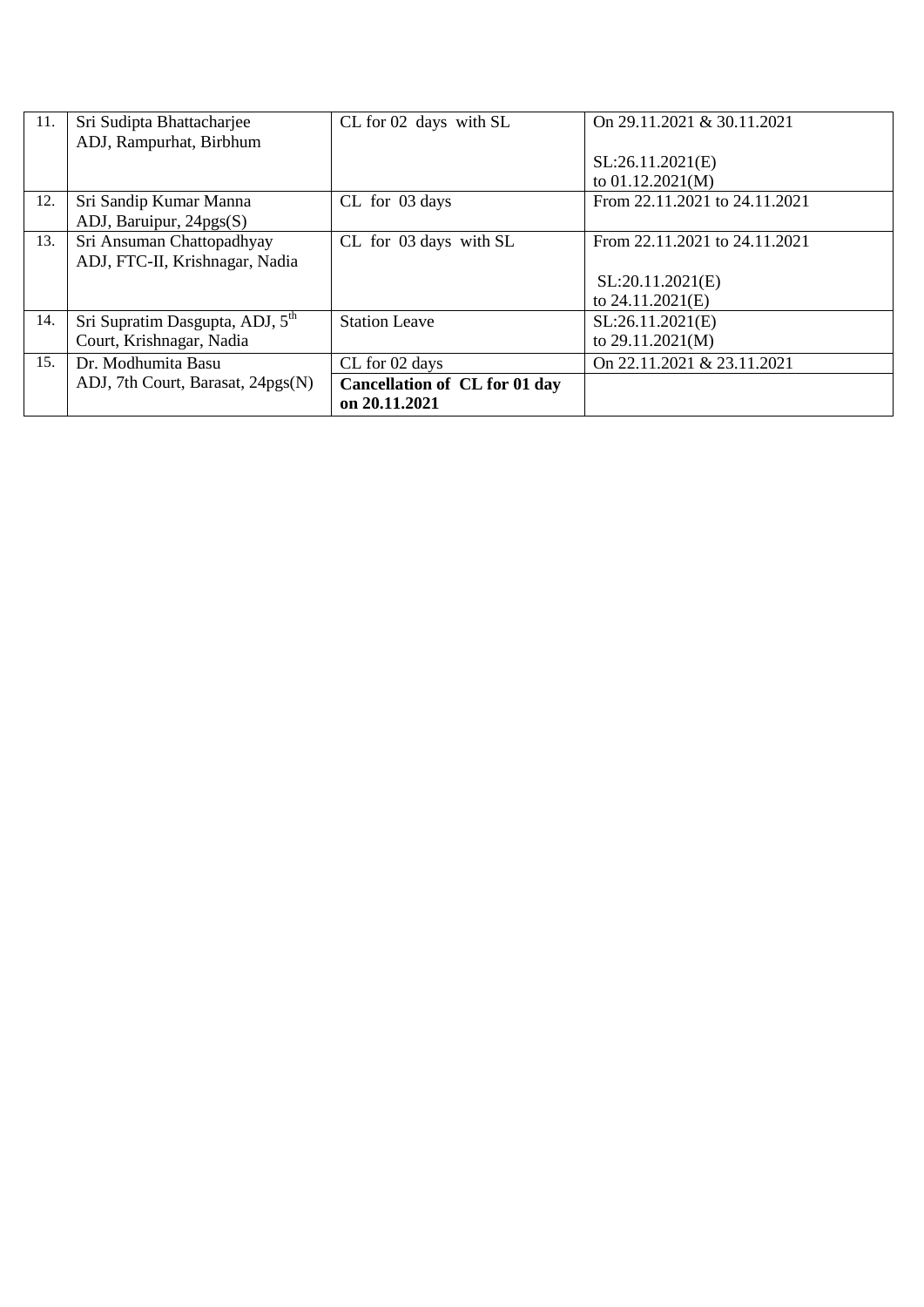| 11. | Sri Sudipta Bhattacharjee<br>ADJ, Rampurhat, Birbhum | CL for 02 days with SL | On 29.11.2021 & 30.11.2021<br><br>SL:26.11.2021(E)<br>to 01.12.2021(M) |
|---|---|---|---|
| 12. | Sri Sandip Kumar Manna<br>ADJ, Baruipur, 24pgs(S) | CL for 03 days | From 22.11.2021 to 24.11.2021 |
| 13. | Sri Ansuman Chattopadhyay<br>ADJ, FTC-II, Krishnagar, Nadia | CL for 03 days with SL | From 22.11.2021 to 24.11.2021<br><br>SL:20.11.2021(E)<br>to 24.11.2021(E) |
| 14. | Sri Supratim Dasgupta, ADJ, 5th Court, Krishnagar, Nadia | Station Leave | SL:26.11.2021(E)<br>to 29.11.2021(M) |
| 15. | Dr. Modhumita Basu<br>ADJ, 7th Court, Barasat, 24pgs(N) | CL for 02 days | On 22.11.2021 & 23.11.2021 |
| | | **Cancellation of CL for 01 day on 20.11.2021** | |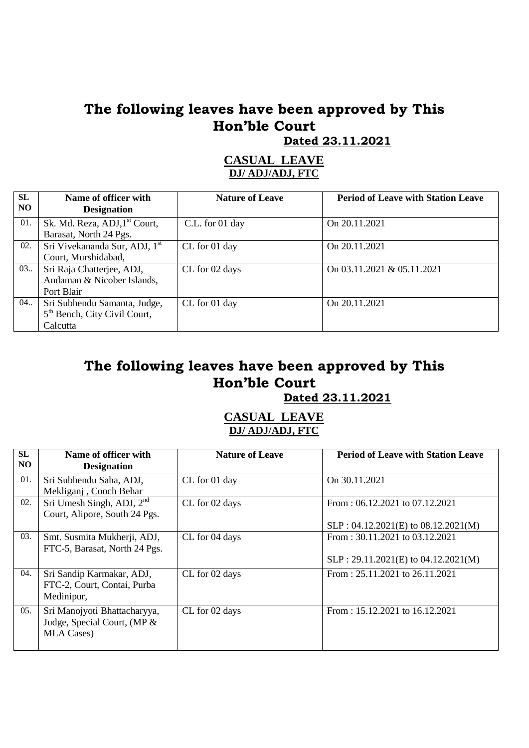# The following leaves have been approved by This Hon'ble Court

**Dated 23.11.2021**

## CASUAL LEAVE

**DJ/ ADJ/ADJ, FTC**

| SL NO | Name of officer with Designation | Nature of Leave | Period of Leave with Station Leave |
|---|---|---|---|
| 01. | Sk. Md. Reza, ADJ,1st Court, Barasat, North 24 Pgs. | C.L. for 01 day | On 20.11.2021 |
| 02. | Sri Vivekananda Sur, ADJ, 1st Court, Murshidabad, | CL for 01 day | On 20.11.2021 |
| 03.. | Sri Raja Chatterjee, ADJ, Andaman & Nicober Islands, Port Blair | CL for 02 days | On 03.11.2021 & 05.11.2021 |
| 04.. | Sri Subhendu Samanta, Judge, 5th Bench, City Civil Court, Calcutta | CL for 01 day | On 20.11.2021 |

# The following leaves have been approved by This Hon'ble Court

**Dated 23.11.2021**

## CASUAL LEAVE

**DJ/ ADJ/ADJ, FTC**

| SL NO | Name of officer with Designation | Nature of Leave | Period of Leave with Station Leave |
|---|---|---|---|
| 01. | Sri Subhendu Saha, ADJ, Mekliganj , Cooch Behar | CL for 01 day | On 30.11.2021 |
| 02. | Sri Umesh Singh, ADJ, 2nd Court, Alipore, South 24 Pgs. | CL for 02 days | From : 06.12.2021 to 07.12.2021<br>SLP : 04.12.2021(E) to 08.12.2021(M) |
| 03. | Smt. Susmita Mukherji, ADJ, FTC-5, Barasat, North 24 Pgs. | CL for 04 days | From : 30.11.2021 to 03.12.2021<br>SLP : 29.11.2021(E) to 04.12.2021(M) |
| 04. | Sri Sandip Karmakar, ADJ, FTC-2, Court, Contai, Purba Medinipur, | CL for 02 days | From : 25.11.2021 to 26.11.2021 |
| 05. | Sri Manojyoti Bhattacharyya, Judge, Special Court, (MP & MLA Cases) | CL for 02 days | From : 15.12.2021 to 16.12.2021 |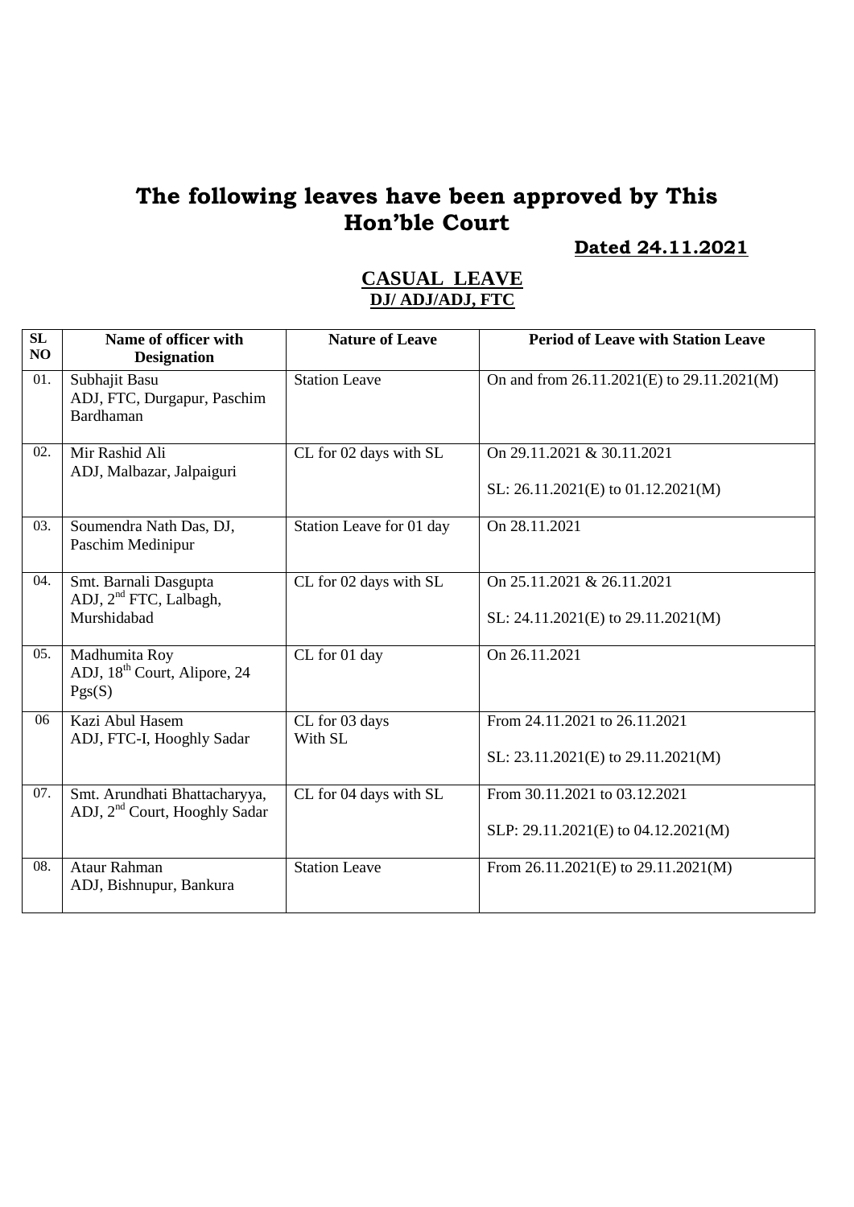# The following leaves have been approved by This Hon'ble Court

**Dated 24.11.2021**

## CASUAL LEAVE

**DJ/ ADJ/ADJ, FTC**

| SL NO | Name of officer with Designation | Nature of Leave | Period of Leave with Station Leave |
|---|---|---|---|
| 01. | Subhajit Basu<br>ADJ, FTC, Durgapur, Paschim Bardhaman | Station Leave | On and from 26.11.2021(E) to 29.11.2021(M) |
| 02. | Mir Rashid Ali<br>ADJ, Malbazar, Jalpaiguri | CL for 02 days with SL | On 29.11.2021 & 30.11.2021<br><br>SL: 26.11.2021(E) to 01.12.2021(M) |
| 03. | Soumendra Nath Das, DJ, Paschim Medinipur | Station Leave for 01 day | On 28.11.2021 |
| 04. | Smt. Barnali Dasgupta<br>ADJ, 2nd FTC, Lalbagh, Murshidabad | CL for 02 days with SL | On 25.11.2021 & 26.11.2021<br><br>SL: 24.11.2021(E) to 29.11.2021(M) |
| 05. | Madhumita Roy<br>ADJ, 18th Court, Alipore, 24 Pgs(S) | CL for 01 day | On 26.11.2021 |
| 06 | Kazi Abul Hasem<br>ADJ, FTC-I, Hooghly Sadar | CL for 03 days With SL | From 24.11.2021 to 26.11.2021<br><br>SL: 23.11.2021(E) to 29.11.2021(M) |
| 07. | Smt. Arundhati Bhattacharyya,<br>ADJ, 2nd Court, Hooghly Sadar | CL for 04 days with SL | From 30.11.2021 to 03.12.2021<br><br>SLP: 29.11.2021(E) to 04.12.2021(M) |
| 08. | Ataur Rahman<br>ADJ, Bishnupur, Bankura | Station Leave | From 26.11.2021(E) to 29.11.2021(M) |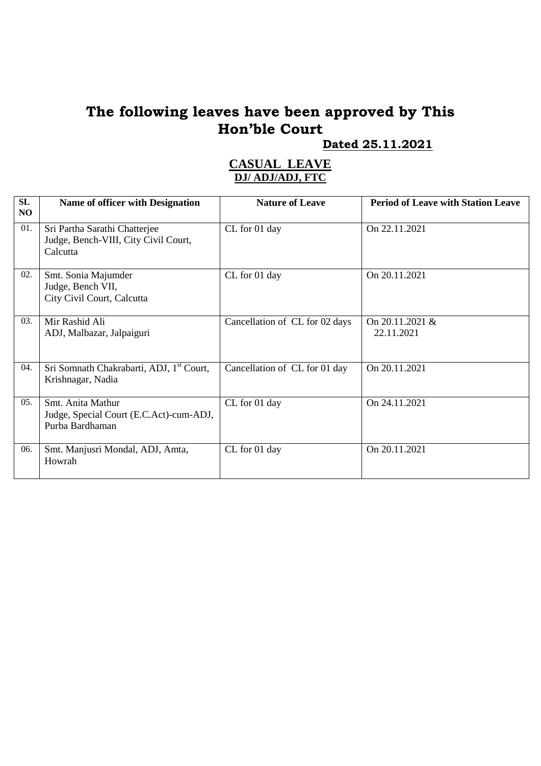# The following leaves have been approved by This Hon'ble Court

**Dated 25.11.2021**

## CASUAL LEAVE

### DJ/ ADJ/ADJ, FTC

| SL NO | Name of officer with Designation | Nature of Leave | Period of Leave with Station Leave |
|---|---|---|---|
| 01. | Sri Partha Sarathi Chatterjee<br>Judge, Bench-VIII, City Civil Court, Calcutta | CL for 01 day | On 22.11.2021 |
| 02. | Smt. Sonia Majumder<br>Judge, Bench VII,<br>City Civil Court, Calcutta | CL for 01 day | On 20.11.2021 |
| 03. | Mir Rashid Ali<br>ADJ, Malbazar, Jalpaiguri | Cancellation of CL for 02 days | On 20.11.2021 &<br>22.11.2021 |
| 04. | Sri Somnath Chakrabarti, ADJ, 1st Court, Krishnagar, Nadia | Cancellation of CL for 01 day | On 20.11.2021 |
| 05. | Smt. Anita Mathur<br>Judge, Special Court (E.C.Act)-cum-ADJ, Purba Bardhaman | CL for 01 day | On 24.11.2021 |
| 06. | Smt. Manjusri Mondal, ADJ, Amta, Howrah | CL for 01 day | On 20.11.2021 |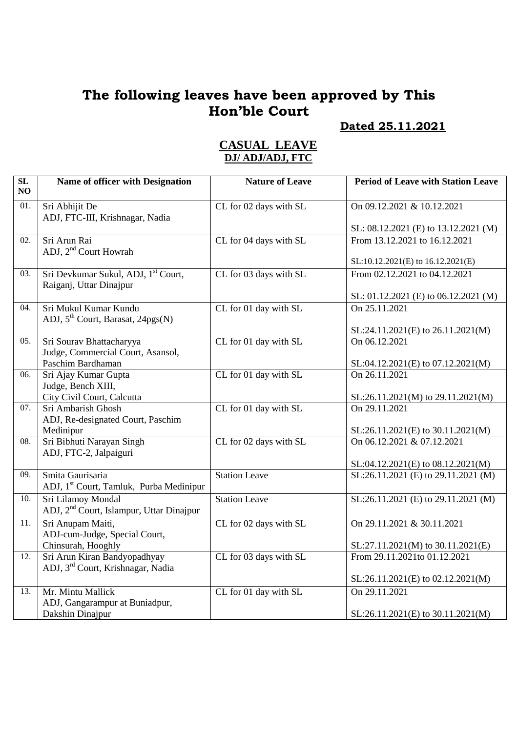# The following leaves have been approved by This Hon'ble Court

**Dated 25.11.2021**

## CASUAL LEAVE

**DJ/ ADJ/ADJ, FTC**

| SL NO | Name of officer with Designation | Nature of Leave | Period of Leave with Station Leave |
|---|---|---|---|
| 01. | Sri Abhijit De<br>ADJ, FTC-III, Krishnagar, Nadia | CL for 02 days with SL | On 09.12.2021 & 10.12.2021<br><br>SL: 08.12.2021 (E) to 13.12.2021 (M) |
| 02. | Sri Arun Rai<br>ADJ, 2nd Court Howrah | CL for 04 days with SL | From 13.12.2021 to 16.12.2021<br><br>SL:10.12.2021(E) to 16.12.2021(E) |
| 03. | Sri Devkumar Sukul, ADJ, 1st Court, Raiganj, Uttar Dinajpur | CL for 03 days with SL | From 02.12.2021 to 04.12.2021<br><br>SL: 01.12.2021 (E) to 06.12.2021 (M) |
| 04. | Sri Mukul Kumar Kundu<br>ADJ, 5th Court, Barasat, 24pgs(N) | CL for 01 day with SL | On 25.11.2021<br><br>SL:24.11.2021(E) to 26.11.2021(M) |
| 05. | Sri Sourav Bhattacharyya<br>Judge, Commercial Court, Asansol, Paschim Bardhaman | CL for 01 day with SL | On 06.12.2021<br><br>SL:04.12.2021(E) to 07.12.2021(M) |
| 06. | Sri Ajay Kumar Gupta<br>Judge, Bench XIII,<br>City Civil Court, Calcutta | CL for 01 day with SL | On 26.11.2021<br><br>SL:26.11.2021(M) to 29.11.2021(M) |
| 07. | Sri Ambarish Ghosh<br>ADJ, Re-designated Court, Paschim Medinipur | CL for 01 day with SL | On 29.11.2021<br><br>SL:26.11.2021(E) to 30.11.2021(M) |
| 08. | Sri Bibhuti Narayan Singh<br>ADJ, FTC-2, Jalpaiguri | CL for 02 days with SL | On 06.12.2021 & 07.12.2021<br><br>SL:04.12.2021(E) to 08.12.2021(M) |
| 09. | Smita Gaurisaria<br>ADJ, 1st Court, Tamluk, Purba Medinipur | Station Leave | SL:26.11.2021 (E) to 29.11.2021 (M) |
| 10. | Sri Lilamoy Mondal<br>ADJ, 2nd Court, Islampur, Uttar Dinajpur | Station Leave | SL:26.11.2021 (E) to 29.11.2021 (M) |
| 11. | Sri Anupam Maiti,<br>ADJ-cum-Judge, Special Court,<br>Chinsurah, Hooghly | CL for 02 days with SL | On 29.11.2021 & 30.11.2021<br><br>SL:27.11.2021(M) to 30.11.2021(E) |
| 12. | Sri Arun Kiran Bandyopadhyay<br>ADJ, 3rd Court, Krishnagar, Nadia | CL for 03 days with SL | From 29.11.2021to 01.12.2021<br><br>SL:26.11.2021(E) to 02.12.2021(M) |
| 13. | Mr. Mintu Mallick<br>ADJ, Gangarampur at Buniadpur,<br>Dakshin Dinajpur | CL for 01 day with SL | On 29.11.2021<br><br>SL:26.11.2021(E) to 30.11.2021(M) |